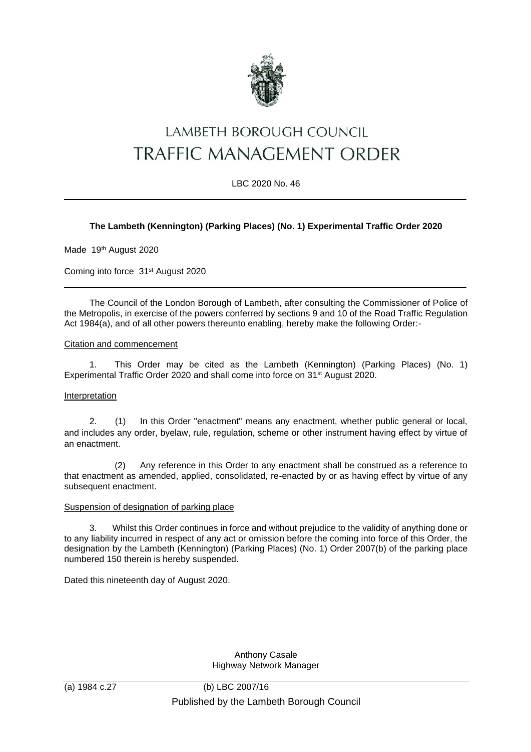# LAMBETH BOROUGH COUNCIL
# TRAFFIC MANAGEMENT ORDER

LBC 2020 No. 46

---

**The Lambeth (Kennington) (Parking Places) (No. 1) Experimental Traffic Order 2020**

Made 19th August 2020

Coming into force 31st August 2020

---

The Council of the London Borough of Lambeth, after consulting the Commissioner of Police of the Metropolis, in exercise of the powers conferred by sections 9 and 10 of the Road Traffic Regulation Act 1984(a), and of all other powers thereunto enabling, hereby make the following Order:-

Citation and commencement

1. This Order may be cited as the Lambeth (Kennington) (Parking Places) (No. 1) Experimental Traffic Order 2020 and shall come into force on 31st August 2020.

Interpretation

2. (1) In this Order "enactment" means any enactment, whether public general or local, and includes any order, byelaw, rule, regulation, scheme or other instrument having effect by virtue of an enactment.

(2) Any reference in this Order to any enactment shall be construed as a reference to that enactment as amended, applied, consolidated, re-enacted by or as having effect by virtue of any subsequent enactment.

Suspension of designation of parking place

3. Whilst this Order continues in force and without prejudice to the validity of anything done or to any liability incurred in respect of any act or omission before the coming into force of this Order, the designation by the Lambeth (Kennington) (Parking Places) (No. 1) Order 2007(b) of the parking place numbered 150 therein is hereby suspended.

Dated this nineteenth day of August 2020.

Anthony Casale
Highway Network Manager

---

(a) 1984 c.27 (b) LBC 2007/16

Published by the Lambeth Borough Council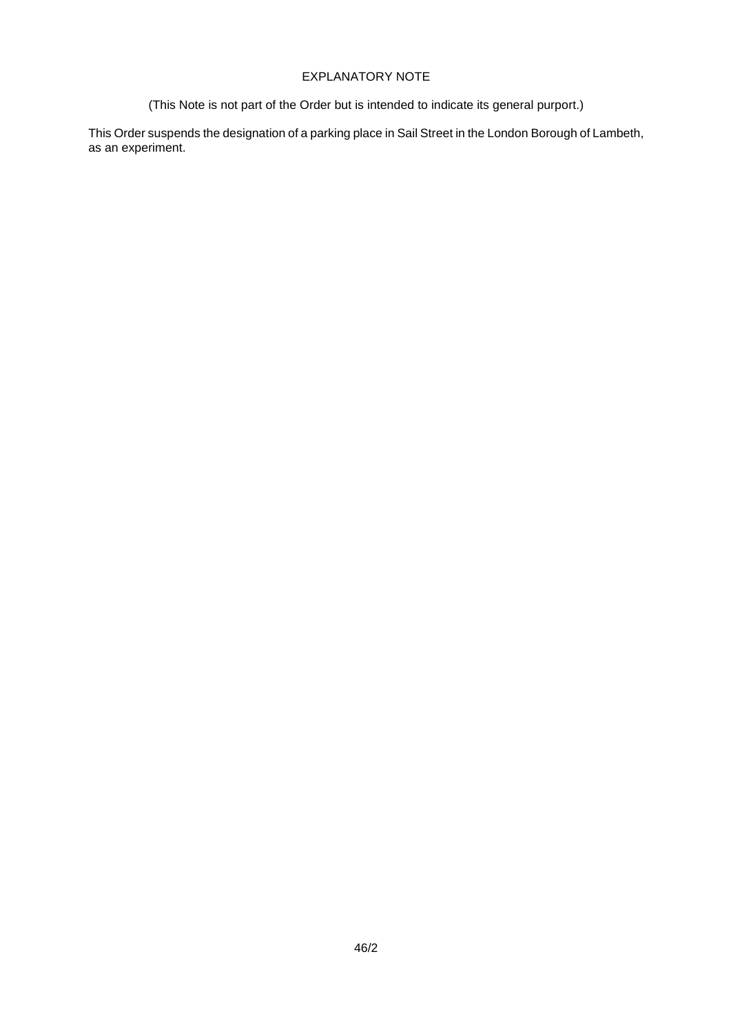# EXPLANATORY NOTE

(This Note is not part of the Order but is intended to indicate its general purport.)

This Order suspends the designation of a parking place in Sail Street in the London Borough of Lambeth, as an experiment.

46/2